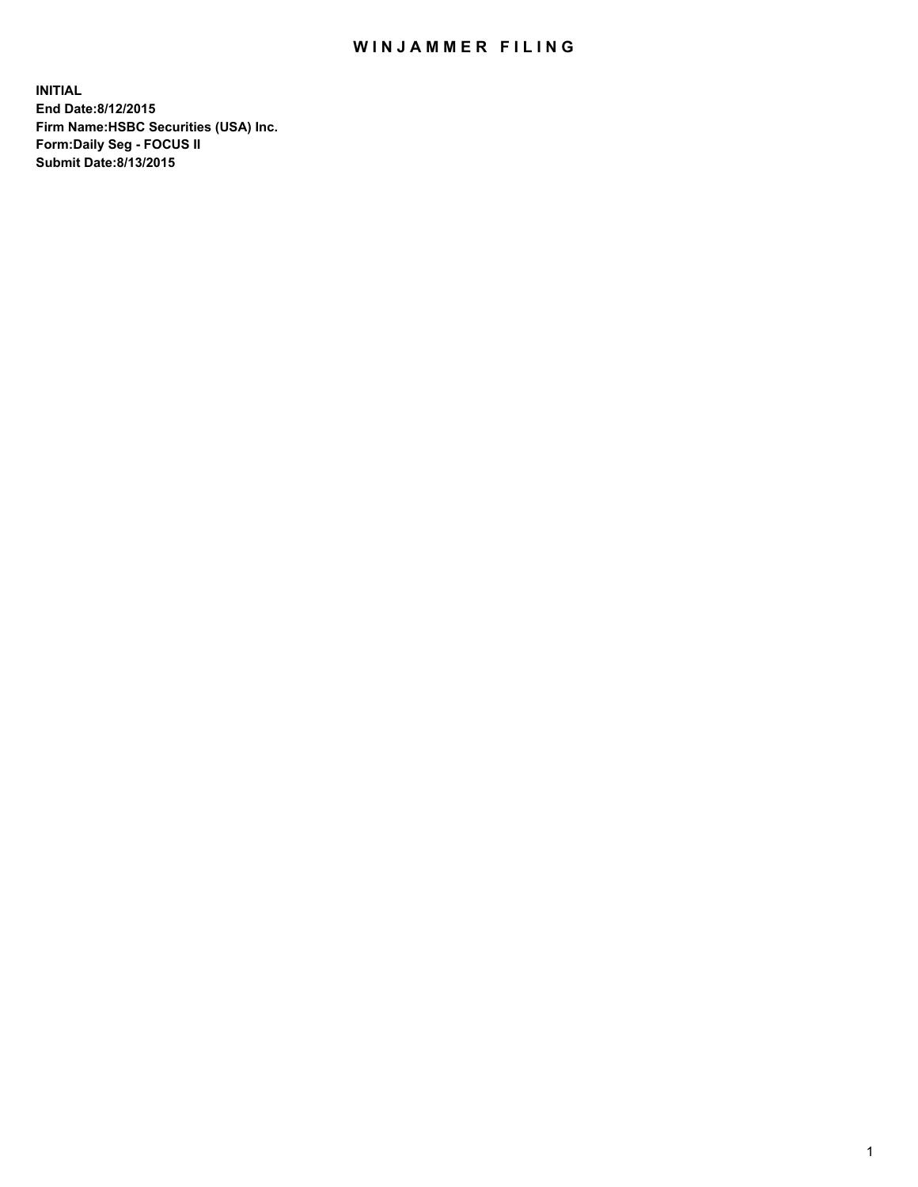# WINJAMMER FILING

**INITIAL**
**End Date:8/12/2015**
**Firm Name:HSBC Securities (USA) Inc.**
**Form:Daily Seg - FOCUS II**
**Submit Date:8/13/2015**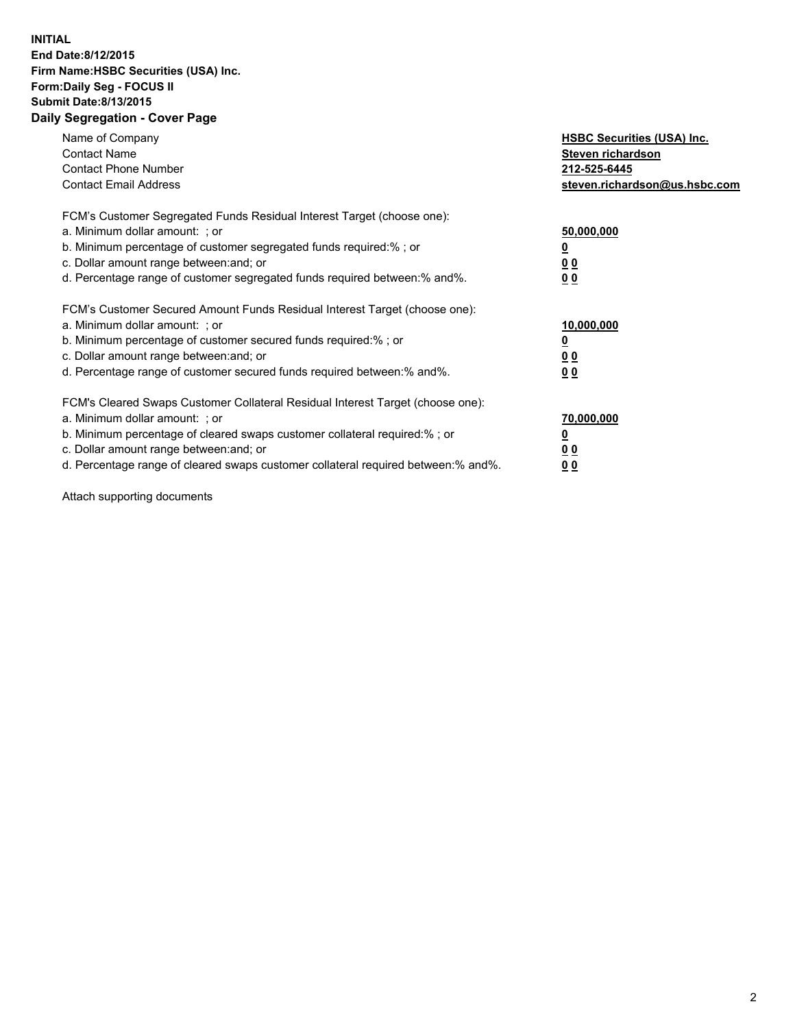**INITIAL**
**End Date:8/12/2015**
**Firm Name:HSBC Securities (USA) Inc.**
**Form:Daily Seg - FOCUS II**
**Submit Date:8/13/2015**

## Daily Segregation - Cover Page

| | |
|---|---|
| Name of Company | **HSBC Securities (USA) Inc.** |
| Contact Name | **Steven richardson** |
| Contact Phone Number | **212-525-6445** |
| Contact Email Address | **steven.richardson@us.hsbc.com** |

| | |
|---|---|
| FCM's Customer Segregated Funds Residual Interest Target (choose one): | |
| a. Minimum dollar amount: ; or | **50,000,000** |
| b. Minimum percentage of customer segregated funds required:% ; or | **0** |
| c. Dollar amount range between:and; or | **0 0** |
| d. Percentage range of customer segregated funds required between:% and%. | **0 0** |
| FCM's Customer Secured Amount Funds Residual Interest Target (choose one): | |
| a. Minimum dollar amount: ; or | **10,000,000** |
| b. Minimum percentage of customer secured funds required:% ; or | **0** |
| c. Dollar amount range between:and; or | **0 0** |
| d. Percentage range of customer secured funds required between:% and%. | **0 0** |
| FCM's Cleared Swaps Customer Collateral Residual Interest Target (choose one): | |
| a. Minimum dollar amount: ; or | **70,000,000** |
| b. Minimum percentage of cleared swaps customer collateral required:% ; or | **0** |
| c. Dollar amount range between:and; or | **0 0** |
| d. Percentage range of cleared swaps customer collateral required between:% and%. | **0 0** |

Attach supporting documents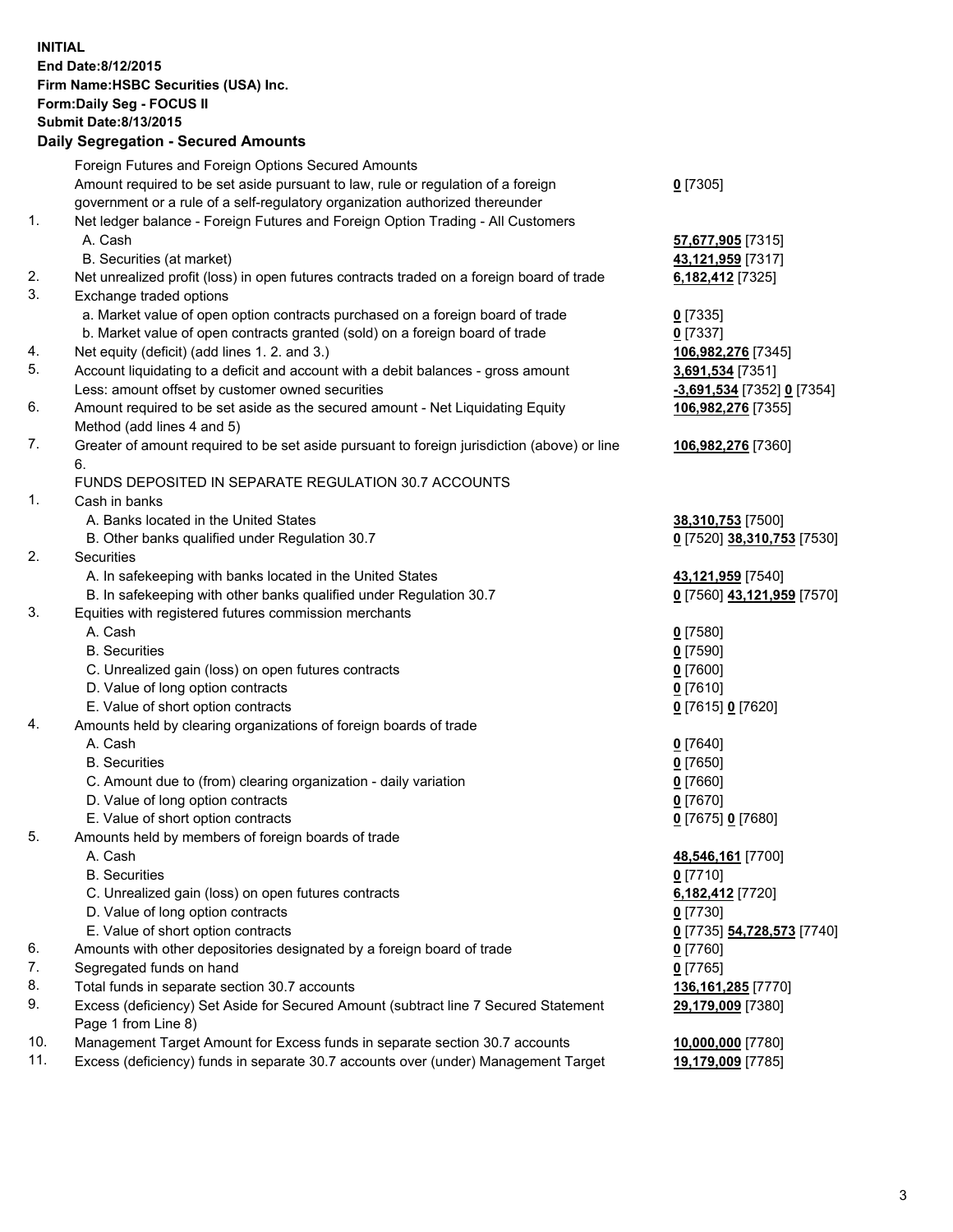**INITIAL**
**End Date:8/12/2015**
**Firm Name:HSBC Securities (USA) Inc.**
**Form:Daily Seg - FOCUS II**
**Submit Date:8/13/2015**

## Daily Segregation - Secured Amounts

| | | |
|---|---|---|
| | Foreign Futures and Foreign Options Secured Amounts | |
| | Amount required to be set aside pursuant to law, rule or regulation of a foreign government or a rule of a self-regulatory organization authorized thereunder | **0** [7305] |
| 1. | Net ledger balance - Foreign Futures and Foreign Option Trading - All Customers | |
| | A. Cash | **57,677,905** [7315] |
| | B. Securities (at market) | **43,121,959** [7317] |
| 2. | Net unrealized profit (loss) in open futures contracts traded on a foreign board of trade | **6,182,412** [7325] |
| 3. | Exchange traded options | |
| | a. Market value of open option contracts purchased on a foreign board of trade | **0** [7335] |
| | b. Market value of open contracts granted (sold) on a foreign board of trade | **0** [7337] |
| 4. | Net equity (deficit) (add lines 1. 2. and 3.) | **106,982,276** [7345] |
| 5. | Account liquidating to a deficit and account with a debit balances - gross amount | **3,691,534** [7351] |
| | Less: amount offset by customer owned securities | **-3,691,534** [7352] **0** [7354] |
| 6. | Amount required to be set aside as the secured amount - Net Liquidating Equity Method (add lines 4 and 5) | **106,982,276** [7355] |
| 7. | Greater of amount required to be set aside pursuant to foreign jurisdiction (above) or line 6. | **106,982,276** [7360] |
| | FUNDS DEPOSITED IN SEPARATE REGULATION 30.7 ACCOUNTS | |
| 1. | Cash in banks | |
| | A. Banks located in the United States | **38,310,753** [7500] |
| | B. Other banks qualified under Regulation 30.7 | **0** [7520] **38,310,753** [7530] |
| 2. | Securities | |
| | A. In safekeeping with banks located in the United States | **43,121,959** [7540] |
| | B. In safekeeping with other banks qualified under Regulation 30.7 | **0** [7560] **43,121,959** [7570] |
| 3. | Equities with registered futures commission merchants | |
| | A. Cash | **0** [7580] |
| | B. Securities | **0** [7590] |
| | C. Unrealized gain (loss) on open futures contracts | **0** [7600] |
| | D. Value of long option contracts | **0** [7610] |
| | E. Value of short option contracts | **0** [7615] **0** [7620] |
| 4. | Amounts held by clearing organizations of foreign boards of trade | |
| | A. Cash | **0** [7640] |
| | B. Securities | **0** [7650] |
| | C. Amount due to (from) clearing organization - daily variation | **0** [7660] |
| | D. Value of long option contracts | **0** [7670] |
| | E. Value of short option contracts | **0** [7675] **0** [7680] |
| 5. | Amounts held by members of foreign boards of trade | |
| | A. Cash | **48,546,161** [7700] |
| | B. Securities | **0** [7710] |
| | C. Unrealized gain (loss) on open futures contracts | **6,182,412** [7720] |
| | D. Value of long option contracts | **0** [7730] |
| | E. Value of short option contracts | **0** [7735] **54,728,573** [7740] |
| 6. | Amounts with other depositories designated by a foreign board of trade | **0** [7760] |
| 7. | Segregated funds on hand | **0** [7765] |
| 8. | Total funds in separate section 30.7 accounts | **136,161,285** [7770] |
| 9. | Excess (deficiency) Set Aside for Secured Amount (subtract line 7 Secured Statement Page 1 from Line 8) | **29,179,009** [7380] |
| 10. | Management Target Amount for Excess funds in separate section 30.7 accounts | **10,000,000** [7780] |
| 11. | Excess (deficiency) funds in separate 30.7 accounts over (under) Management Target | **19,179,009** [7785] |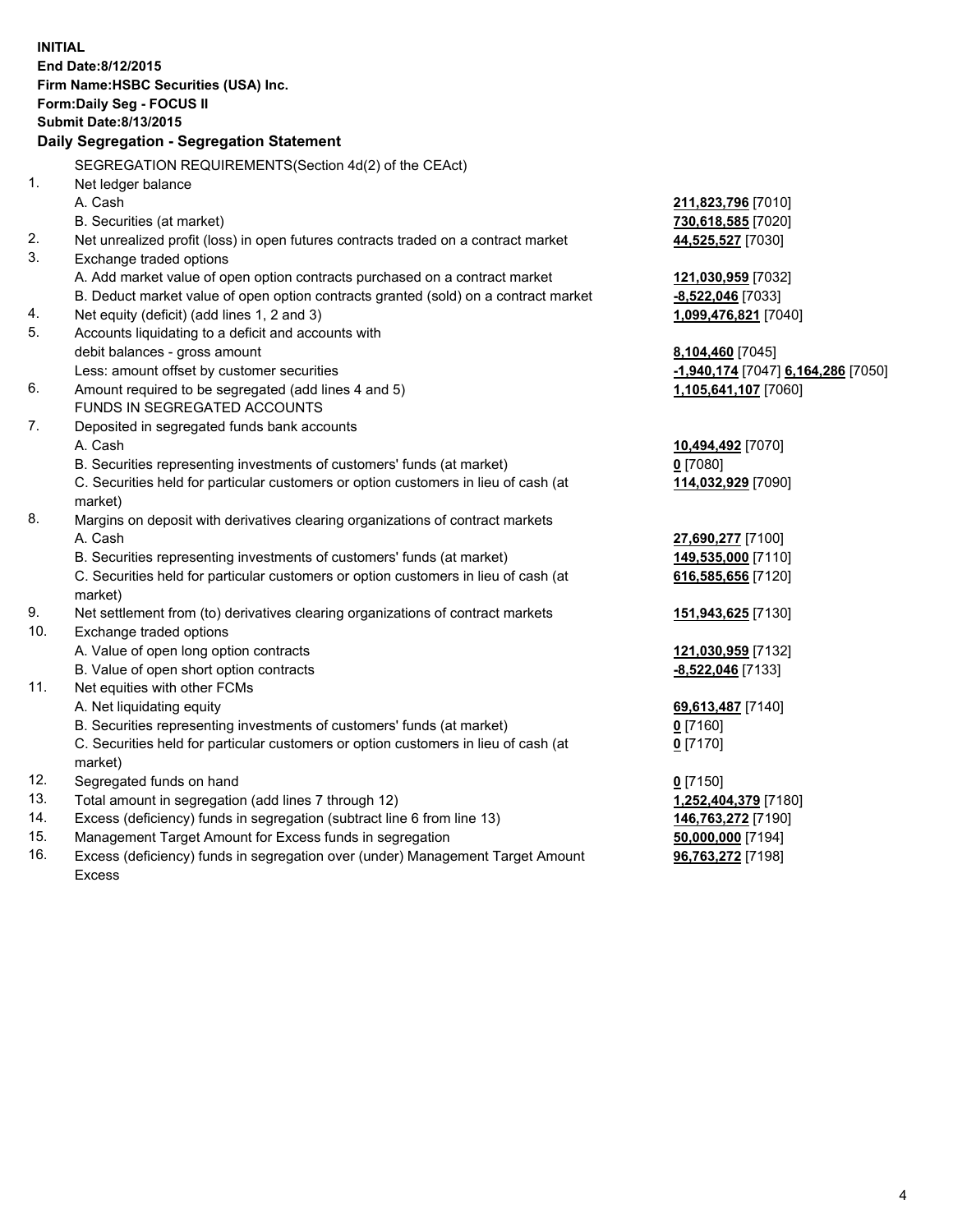**INITIAL**
**End Date:8/12/2015**
**Firm Name:HSBC Securities (USA) Inc.**
**Form:Daily Seg - FOCUS II**
**Submit Date:8/13/2015**

**Daily Segregation - Segregation Statement**

SEGREGATION REQUIREMENTS(Section 4d(2) of the CEAct)

| | | |
|---|---|---|
| 1. | Net ledger balance | |
| | A. Cash | **211,823,796** [7010] |
| | B. Securities (at market) | **730,618,585** [7020] |
| 2. | Net unrealized profit (loss) in open futures contracts traded on a contract market | **44,525,527** [7030] |
| 3. | Exchange traded options | |
| | A. Add market value of open option contracts purchased on a contract market | **121,030,959** [7032] |
| | B. Deduct market value of open option contracts granted (sold) on a contract market | **-8,522,046** [7033] |
| 4. | Net equity (deficit) (add lines 1, 2 and 3) | **1,099,476,821** [7040] |
| 5. | Accounts liquidating to a deficit and accounts with debit balances - gross amount | **8,104,460** [7045] |
| | Less: amount offset by customer securities | **-1,940,174** [7047] **6,164,286** [7050] |
| 6. | Amount required to be segregated (add lines 4 and 5) | **1,105,641,107** [7060] |
| | FUNDS IN SEGREGATED ACCOUNTS | |
| 7. | Deposited in segregated funds bank accounts | |
| | A. Cash | **10,494,492** [7070] |
| | B. Securities representing investments of customers' funds (at market) | **0** [7080] |
| | C. Securities held for particular customers or option customers in lieu of cash (at market) | **114,032,929** [7090] |
| 8. | Margins on deposit with derivatives clearing organizations of contract markets | |
| | A. Cash | **27,690,277** [7100] |
| | B. Securities representing investments of customers' funds (at market) | **149,535,000** [7110] |
| | C. Securities held for particular customers or option customers in lieu of cash (at market) | **616,585,656** [7120] |
| 9. | Net settlement from (to) derivatives clearing organizations of contract markets | **151,943,625** [7130] |
| 10. | Exchange traded options | |
| | A. Value of open long option contracts | **121,030,959** [7132] |
| | B. Value of open short option contracts | **-8,522,046** [7133] |
| 11. | Net equities with other FCMs | |
| | A. Net liquidating equity | **69,613,487** [7140] |
| | B. Securities representing investments of customers' funds (at market) | **0** [7160] |
| | C. Securities held for particular customers or option customers in lieu of cash (at market) | **0** [7170] |
| 12. | Segregated funds on hand | **0** [7150] |
| 13. | Total amount in segregation (add lines 7 through 12) | **1,252,404,379** [7180] |
| 14. | Excess (deficiency) funds in segregation (subtract line 6 from line 13) | **146,763,272** [7190] |
| 15. | Management Target Amount for Excess funds in segregation | **50,000,000** [7194] |
| 16. | Excess (deficiency) funds in segregation over (under) Management Target Amount Excess | **96,763,272** [7198] |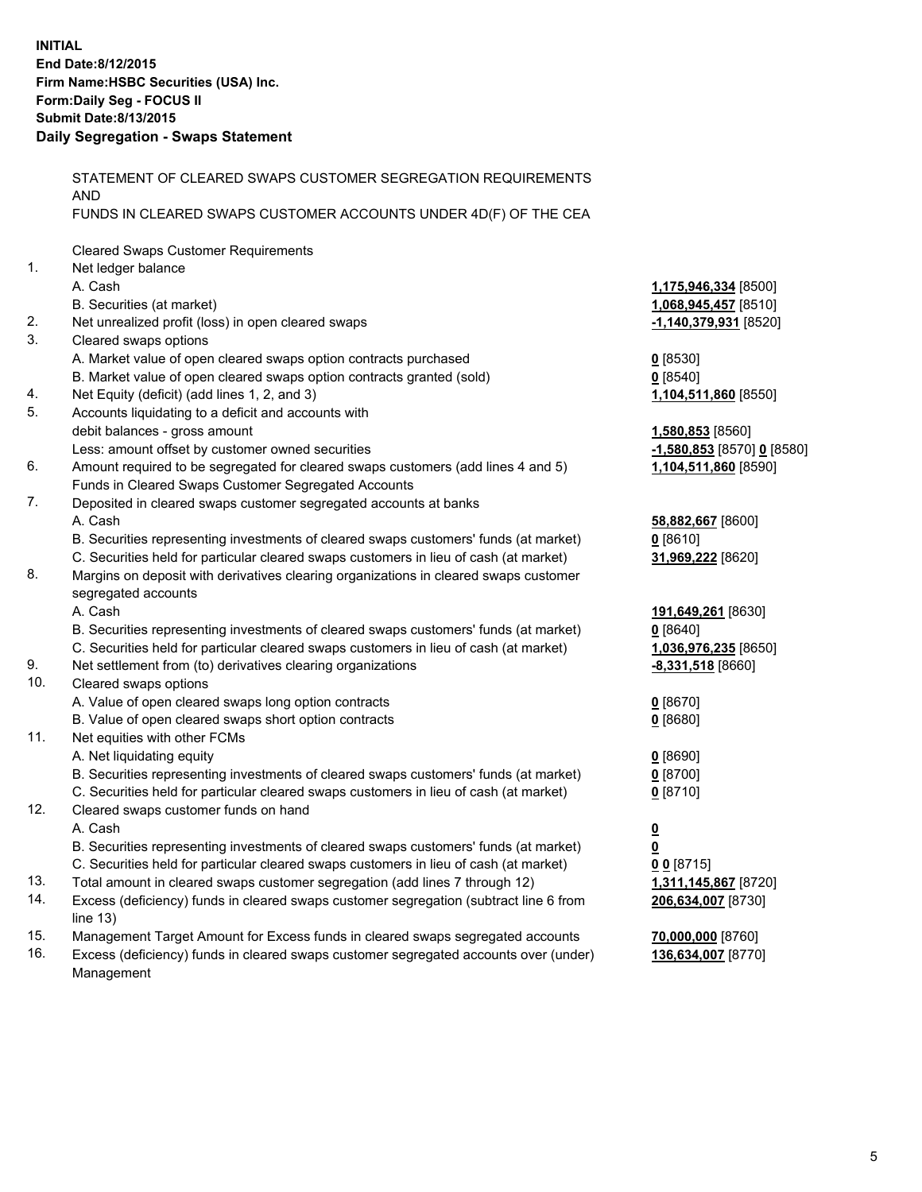**INITIAL**
**End Date:8/12/2015**
**Firm Name:HSBC Securities (USA) Inc.**
**Form:Daily Seg - FOCUS II**
**Submit Date:8/13/2015**
**Daily Segregation - Swaps Statement**

STATEMENT OF CLEARED SWAPS CUSTOMER SEGREGATION REQUIREMENTS AND FUNDS IN CLEARED SWAPS CUSTOMER ACCOUNTS UNDER 4D(F) OF THE CEA

| | | |
|---|---|---|
| | Cleared Swaps Customer Requirements | |
| 1. | Net ledger balance | |
| | A. Cash | **1,175,946,334** [8500] |
| | B. Securities (at market) | **1,068,945,457** [8510] |
| 2. | Net unrealized profit (loss) in open cleared swaps | **-1,140,379,931** [8520] |
| 3. | Cleared swaps options | |
| | A. Market value of open cleared swaps option contracts purchased | **0** [8530] |
| | B. Market value of open cleared swaps option contracts granted (sold) | **0** [8540] |
| 4. | Net Equity (deficit) (add lines 1, 2, and 3) | **1,104,511,860** [8550] |
| 5. | Accounts liquidating to a deficit and accounts with debit balances - gross amount | **1,580,853** [8560] |
| | Less: amount offset by customer owned securities | **-1,580,853** [8570] **0** [8580] |
| 6. | Amount required to be segregated for cleared swaps customers (add lines 4 and 5) | **1,104,511,860** [8590] |
| | Funds in Cleared Swaps Customer Segregated Accounts | |
| 7. | Deposited in cleared swaps customer segregated accounts at banks | |
| | A. Cash | **58,882,667** [8600] |
| | B. Securities representing investments of cleared swaps customers' funds (at market) | **0** [8610] |
| | C. Securities held for particular cleared swaps customers in lieu of cash (at market) | **31,969,222** [8620] |
| 8. | Margins on deposit with derivatives clearing organizations in cleared swaps customer segregated accounts | |
| | A. Cash | **191,649,261** [8630] |
| | B. Securities representing investments of cleared swaps customers' funds (at market) | **0** [8640] |
| | C. Securities held for particular cleared swaps customers in lieu of cash (at market) | **1,036,976,235** [8650] |
| 9. | Net settlement from (to) derivatives clearing organizations | **-8,331,518** [8660] |
| 10. | Cleared swaps options | |
| | A. Value of open cleared swaps long option contracts | **0** [8670] |
| | B. Value of open cleared swaps short option contracts | **0** [8680] |
| 11. | Net equities with other FCMs | |
| | A. Net liquidating equity | **0** [8690] |
| | B. Securities representing investments of cleared swaps customers' funds (at market) | **0** [8700] |
| | C. Securities held for particular cleared swaps customers in lieu of cash (at market) | **0** [8710] |
| 12. | Cleared swaps customer funds on hand | |
| | A. Cash | **0** |
| | B. Securities representing investments of cleared swaps customers' funds (at market) | **0** |
| | C. Securities held for particular cleared swaps customers in lieu of cash (at market) | **0** **0** [8715] |
| 13. | Total amount in cleared swaps customer segregation (add lines 7 through 12) | **1,311,145,867** [8720] |
| 14. | Excess (deficiency) funds in cleared swaps customer segregation (subtract line 6 from line 13) | **206,634,007** [8730] |
| 15. | Management Target Amount for Excess funds in cleared swaps segregated accounts | **70,000,000** [8760] |
| 16. | Excess (deficiency) funds in cleared swaps customer segregated accounts over (under) Management | **136,634,007** [8770] |